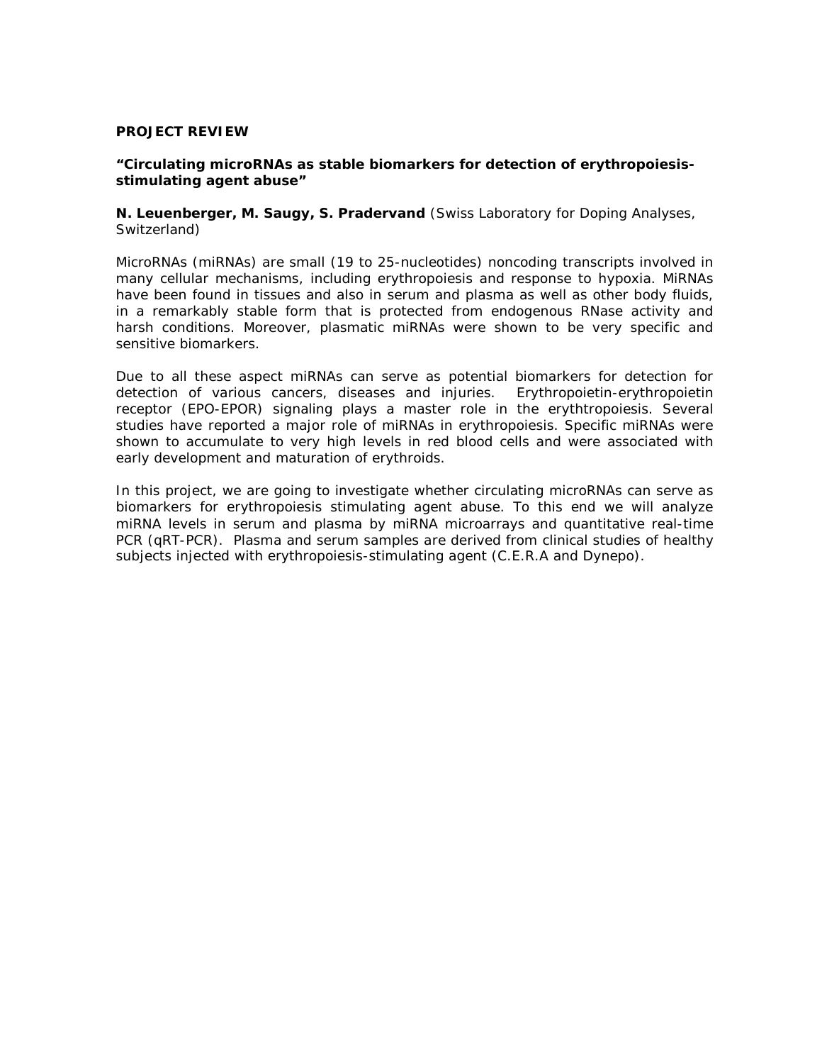**PROJECT REVIEW**

**"Circulating microRNAs as stable biomarkers for detection of erythropoiesis-stimulating agent abuse"**

**N. Leuenberger, M. Saugy, S. Pradervand** (Swiss Laboratory for Doping Analyses, Switzerland)

MicroRNAs (miRNAs) are small (19 to 25-nucleotides) noncoding transcripts involved in many cellular mechanisms, including erythropoiesis and response to hypoxia. MiRNAs have been found in tissues and also in serum and plasma as well as other body fluids, in a remarkably stable form that is protected from endogenous RNase activity and harsh conditions. Moreover, plasmatic miRNAs were shown to be very specific and sensitive biomarkers.

Due to all these aspect miRNAs can serve as potential biomarkers for detection for detection of various cancers, diseases and injuries. Erythropoietin-erythropoietin receptor (EPO-EPOR) signaling plays a master role in the erythtropoiesis. Several studies have reported a major role of miRNAs in erythropoiesis. Specific miRNAs were shown to accumulate to very high levels in red blood cells and were associated with early development and maturation of erythroids.

In this project, we are going to investigate whether circulating microRNAs can serve as biomarkers for erythropoiesis stimulating agent abuse. To this end we will analyze miRNA levels in serum and plasma by miRNA microarrays and quantitative real-time PCR (qRT-PCR). Plasma and serum samples are derived from clinical studies of healthy subjects injected with erythropoiesis-stimulating agent (C.E.R.A and Dynepo).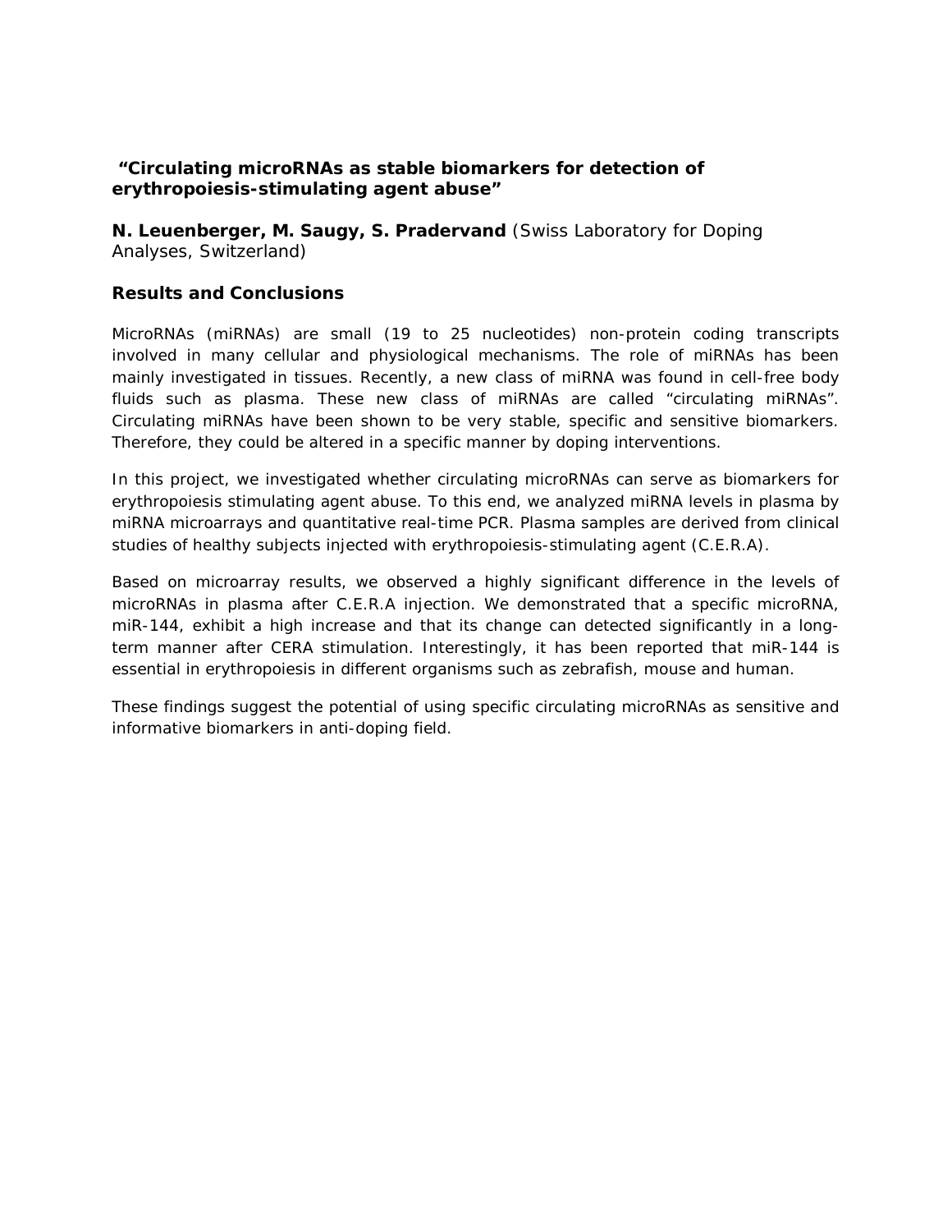## "Circulating microRNAs as stable biomarkers for detection of erythropoiesis-stimulating agent abuse"

**N. Leuenberger, M. Saugy, S. Pradervand** (Swiss Laboratory for Doping Analyses, Switzerland)

### Results and Conclusions

MicroRNAs (miRNAs) are small (19 to 25 nucleotides) non-protein coding transcripts involved in many cellular and physiological mechanisms. The role of miRNAs has been mainly investigated in tissues. Recently, a new class of miRNA was found in cell-free body fluids such as plasma. These new class of miRNAs are called "circulating miRNAs". Circulating miRNAs have been shown to be very stable, specific and sensitive biomarkers. Therefore, they could be altered in a specific manner by doping interventions.

In this project, we investigated whether circulating microRNAs can serve as biomarkers for erythropoiesis stimulating agent abuse. To this end, we analyzed miRNA levels in plasma by miRNA microarrays and quantitative real-time PCR. Plasma samples are derived from clinical studies of healthy subjects injected with erythropoiesis-stimulating agent (C.E.R.A).

Based on microarray results, we observed a highly significant difference in the levels of microRNAs in plasma after C.E.R.A injection. We demonstrated that a specific microRNA, miR-144, exhibit a high increase and that its change can detected significantly in a long-term manner after CERA stimulation. Interestingly, it has been reported that miR-144 is essential in erythropoiesis in different organisms such as zebrafish, mouse and human.

These findings suggest the potential of using specific circulating microRNAs as sensitive and informative biomarkers in anti-doping field.